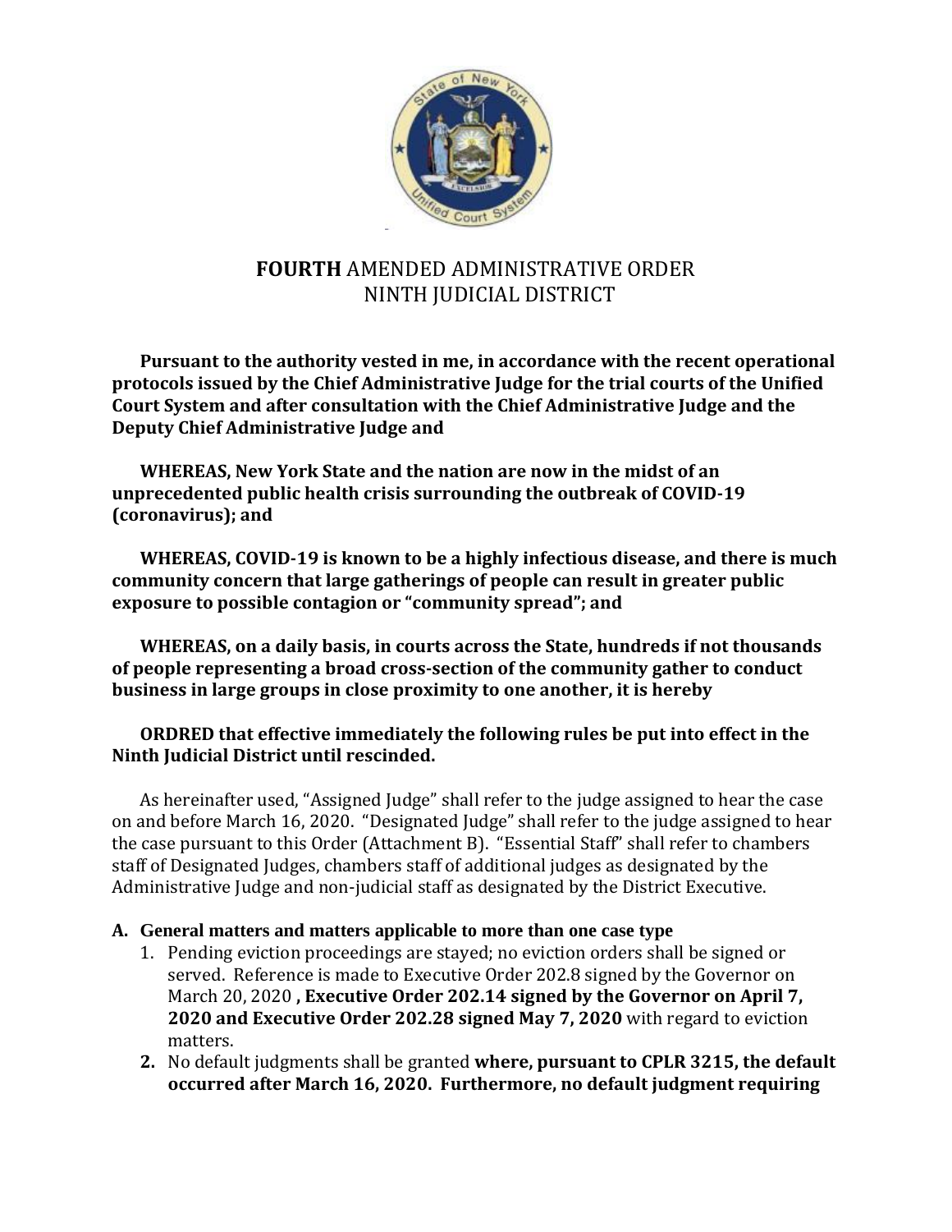# **FOURTH** AMENDED ADMINISTRATIVE ORDER
# NINTH JUDICIAL DISTRICT

**Pursuant to the authority vested in me, in accordance with the recent operational protocols issued by the Chief Administrative Judge for the trial courts of the Unified Court System and after consultation with the Chief Administrative Judge and the Deputy Chief Administrative Judge and**

**WHEREAS, New York State and the nation are now in the midst of an unprecedented public health crisis surrounding the outbreak of COVID-19 (coronavirus); and**

**WHEREAS, COVID-19 is known to be a highly infectious disease, and there is much community concern that large gatherings of people can result in greater public exposure to possible contagion or "community spread"; and**

**WHEREAS, on a daily basis, in courts across the State, hundreds if not thousands of people representing a broad cross-section of the community gather to conduct business in large groups in close proximity to one another, it is hereby**

**ORDRED that effective immediately the following rules be put into effect in the Ninth Judicial District until rescinded.**

As hereinafter used, "Assigned Judge" shall refer to the judge assigned to hear the case on and before March 16, 2020. "Designated Judge" shall refer to the judge assigned to hear the case pursuant to this Order (Attachment B). "Essential Staff" shall refer to chambers staff of Designated Judges, chambers staff of additional judges as designated by the Administrative Judge and non-judicial staff as designated by the District Executive.

**A. General matters and matters applicable to more than one case type**

1. Pending eviction proceedings are stayed; no eviction orders shall be signed or served. Reference is made to Executive Order 202.8 signed by the Governor on March 20, 2020 **, Executive Order 202.14 signed by the Governor on April 7, 2020 and Executive Order 202.28 signed May 7, 2020** with regard to eviction matters.
2. No default judgments shall be granted **where, pursuant to CPLR 3215, the default occurred after March 16, 2020. Furthermore, no default judgment requiring**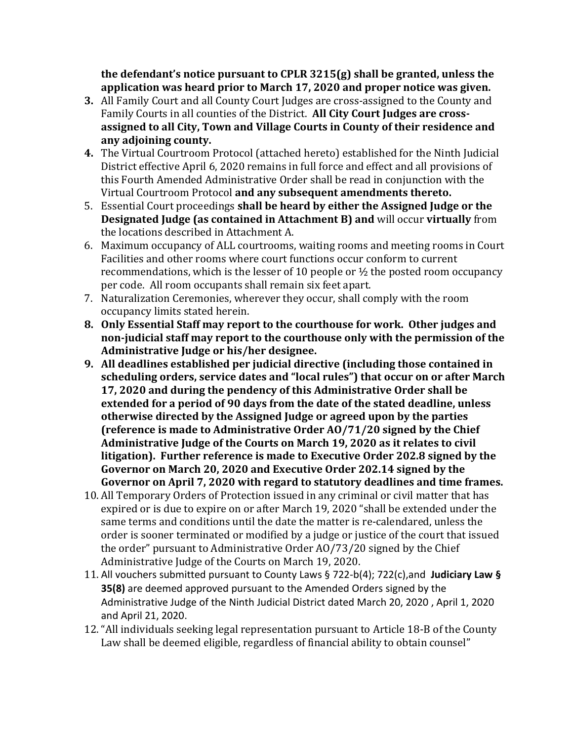**the defendant's notice pursuant to CPLR 3215(g) shall be granted, unless the application was heard prior to March 17, 2020 and proper notice was given.**

3. All Family Court and all County Court Judges are cross-assigned to the County and Family Courts in all counties of the District. **All City Court Judges are cross-assigned to all City, Town and Village Courts in County of their residence and any adjoining county.**
4. The Virtual Courtroom Protocol (attached hereto) established for the Ninth Judicial District effective April 6, 2020 remains in full force and effect and all provisions of this Fourth Amended Administrative Order shall be read in conjunction with the Virtual Courtroom Protocol **and any subsequent amendments thereto.**
5. Essential Court proceedings **shall be heard by either the Assigned Judge or the Designated Judge (as contained in Attachment B) and** will occur **virtually** from the locations described in Attachment A.
6. Maximum occupancy of ALL courtrooms, waiting rooms and meeting rooms in Court Facilities and other rooms where court functions occur conform to current recommendations, which is the lesser of 10 people or ½ the posted room occupancy per code. All room occupants shall remain six feet apart.
7. Naturalization Ceremonies, wherever they occur, shall comply with the room occupancy limits stated herein.
8. **Only Essential Staff may report to the courthouse for work. Other judges and non-judicial staff may report to the courthouse only with the permission of the Administrative Judge or his/her designee.**
9. **All deadlines established per judicial directive (including those contained in scheduling orders, service dates and "local rules") that occur on or after March 17, 2020 and during the pendency of this Administrative Order shall be extended for a period of 90 days from the date of the stated deadline, unless otherwise directed by the Assigned Judge or agreed upon by the parties (reference is made to Administrative Order AO/71/20 signed by the Chief Administrative Judge of the Courts on March 19, 2020 as it relates to civil litigation). Further reference is made to Executive Order 202.8 signed by the Governor on March 20, 2020 and Executive Order 202.14 signed by the Governor on April 7, 2020 with regard to statutory deadlines and time frames.**
10. All Temporary Orders of Protection issued in any criminal or civil matter that has expired or is due to expire on or after March 19, 2020 "shall be extended under the same terms and conditions until the date the matter is re-calendared, unless the order is sooner terminated or modified by a judge or justice of the court that issued the order" pursuant to Administrative Order AO/73/20 signed by the Chief Administrative Judge of the Courts on March 19, 2020.
11. All vouchers submitted pursuant to County Laws § 722-b(4); 722(c),and **Judiciary Law § 35(8)** are deemed approved pursuant to the Amended Orders signed by the Administrative Judge of the Ninth Judicial District dated March 20, 2020 , April 1, 2020 and April 21, 2020.
12. "All individuals seeking legal representation pursuant to Article 18-B of the County Law shall be deemed eligible, regardless of financial ability to obtain counsel"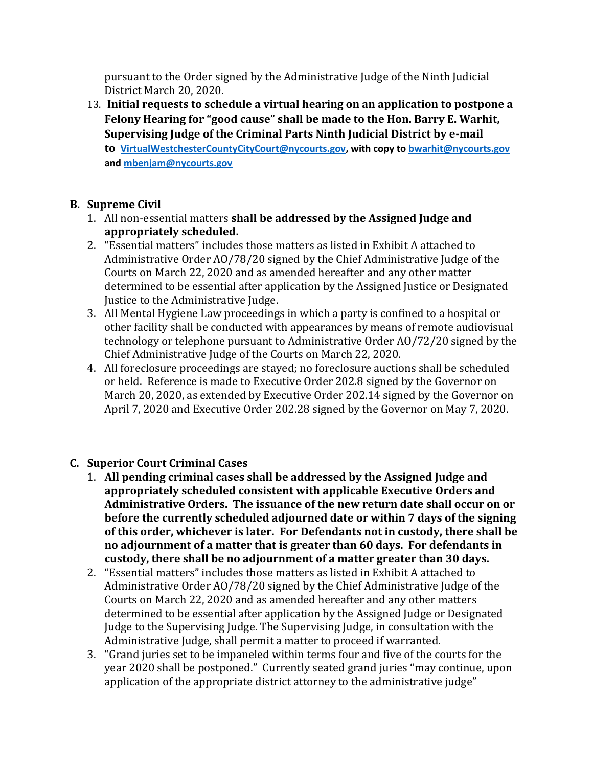pursuant to the Order signed by the Administrative Judge of the Ninth Judicial District March 20, 2020.

13. **Initial requests to schedule a virtual hearing on an application to postpone a Felony Hearing for "good cause" shall be made to the Hon. Barry E. Warhit, Supervising Judge of the Criminal Parts Ninth Judicial District by e-mail to VirtualWestchesterCountyCityCourt@nycourts.gov, with copy to bwarhit@nycourts.gov and mbenjam@nycourts.gov**

**B. Supreme Civil**

1. All non-essential matters **shall be addressed by the Assigned Judge and appropriately scheduled.**
2. "Essential matters" includes those matters as listed in Exhibit A attached to Administrative Order AO/78/20 signed by the Chief Administrative Judge of the Courts on March 22, 2020 and as amended hereafter and any other matter determined to be essential after application by the Assigned Justice or Designated Justice to the Administrative Judge.
3. All Mental Hygiene Law proceedings in which a party is confined to a hospital or other facility shall be conducted with appearances by means of remote audiovisual technology or telephone pursuant to Administrative Order AO/72/20 signed by the Chief Administrative Judge of the Courts on March 22, 2020.
4. All foreclosure proceedings are stayed; no foreclosure auctions shall be scheduled or held. Reference is made to Executive Order 202.8 signed by the Governor on March 20, 2020, as extended by Executive Order 202.14 signed by the Governor on April 7, 2020 and Executive Order 202.28 signed by the Governor on May 7, 2020.

**C. Superior Court Criminal Cases**

1. **All pending criminal cases shall be addressed by the Assigned Judge and appropriately scheduled consistent with applicable Executive Orders and Administrative Orders. The issuance of the new return date shall occur on or before the currently scheduled adjourned date or within 7 days of the signing of this order, whichever is later. For Defendants not in custody, there shall be no adjournment of a matter that is greater than 60 days. For defendants in custody, there shall be no adjournment of a matter greater than 30 days.**
2. "Essential matters" includes those matters as listed in Exhibit A attached to Administrative Order AO/78/20 signed by the Chief Administrative Judge of the Courts on March 22, 2020 and as amended hereafter and any other matters determined to be essential after application by the Assigned Judge or Designated Judge to the Supervising Judge. The Supervising Judge, in consultation with the Administrative Judge, shall permit a matter to proceed if warranted.
3. "Grand juries set to be impaneled within terms four and five of the courts for the year 2020 shall be postponed." Currently seated grand juries "may continue, upon application of the appropriate district attorney to the administrative judge"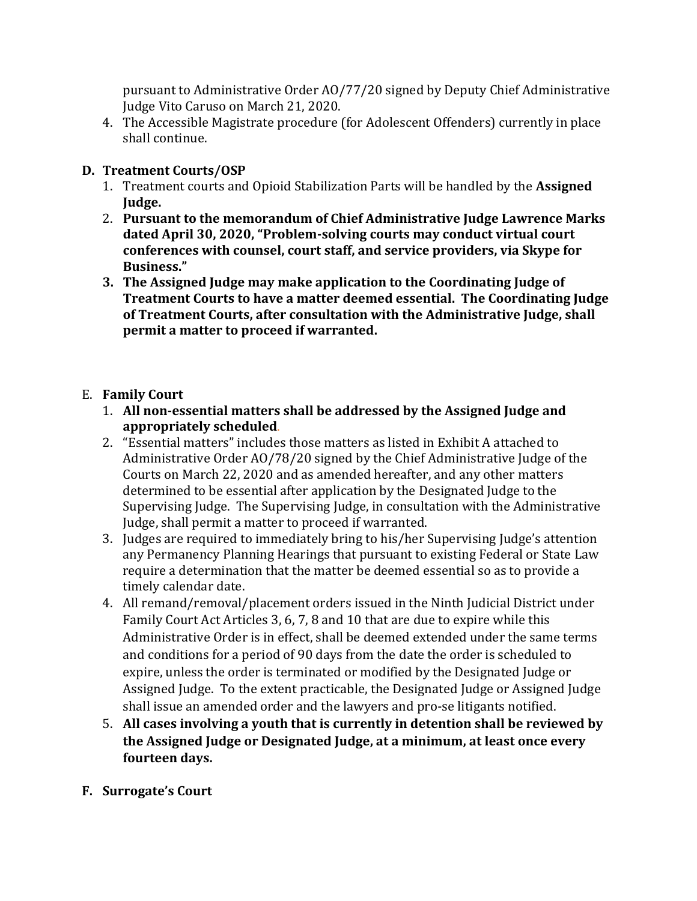pursuant to Administrative Order AO/77/20 signed by Deputy Chief Administrative Judge Vito Caruso on March 21, 2020.

4. The Accessible Magistrate procedure (for Adolescent Offenders) currently in place shall continue.

**D. Treatment Courts/OSP**

1. Treatment courts and Opioid Stabilization Parts will be handled by the **Assigned Judge.**
2. **Pursuant to the memorandum of Chief Administrative Judge Lawrence Marks dated April 30, 2020, "Problem-solving courts may conduct virtual court conferences with counsel, court staff, and service providers, via Skype for Business."**
3. **The Assigned Judge may make application to the Coordinating Judge of Treatment Courts to have a matter deemed essential. The Coordinating Judge of Treatment Courts, after consultation with the Administrative Judge, shall permit a matter to proceed if warranted.**

E. **Family Court**

1. **All non-essential matters shall be addressed by the Assigned Judge and appropriately scheduled.**
2. "Essential matters" includes those matters as listed in Exhibit A attached to Administrative Order AO/78/20 signed by the Chief Administrative Judge of the Courts on March 22, 2020 and as amended hereafter, and any other matters determined to be essential after application by the Designated Judge to the Supervising Judge. The Supervising Judge, in consultation with the Administrative Judge, shall permit a matter to proceed if warranted.
3. Judges are required to immediately bring to his/her Supervising Judge's attention any Permanency Planning Hearings that pursuant to existing Federal or State Law require a determination that the matter be deemed essential so as to provide a timely calendar date.
4. All remand/removal/placement orders issued in the Ninth Judicial District under Family Court Act Articles 3, 6, 7, 8 and 10 that are due to expire while this Administrative Order is in effect, shall be deemed extended under the same terms and conditions for a period of 90 days from the date the order is scheduled to expire, unless the order is terminated or modified by the Designated Judge or Assigned Judge. To the extent practicable, the Designated Judge or Assigned Judge shall issue an amended order and the lawyers and pro-se litigants notified.
5. **All cases involving a youth that is currently in detention shall be reviewed by the Assigned Judge or Designated Judge, at a minimum, at least once every fourteen days.**

**F. Surrogate's Court**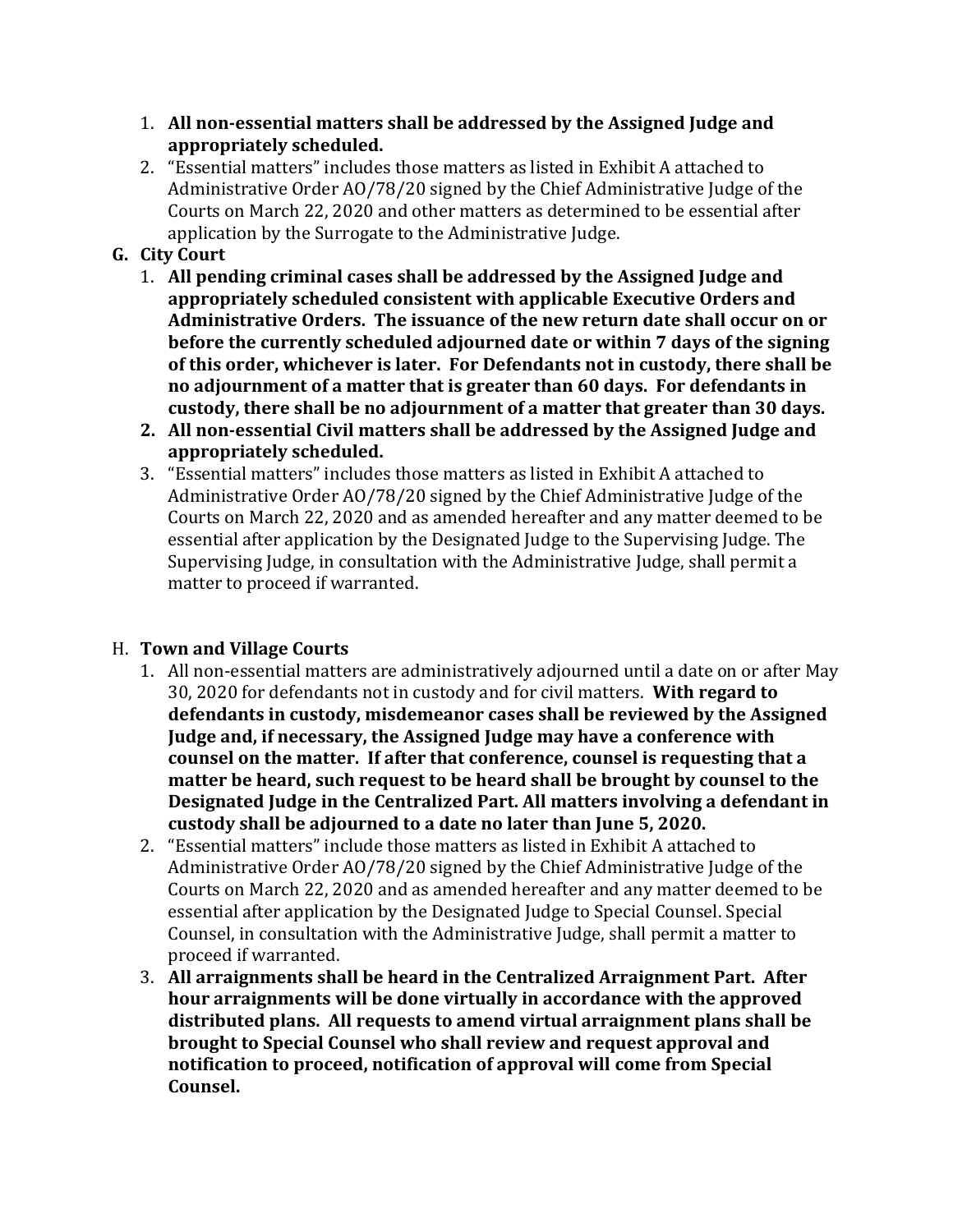1. **All non-essential matters shall be addressed by the Assigned Judge and appropriately scheduled.**
2. "Essential matters" includes those matters as listed in Exhibit A attached to Administrative Order AO/78/20 signed by the Chief Administrative Judge of the Courts on March 22, 2020 and other matters as determined to be essential after application by the Surrogate to the Administrative Judge.

**G. City Court**

1. **All pending criminal cases shall be addressed by the Assigned Judge and appropriately scheduled consistent with applicable Executive Orders and Administrative Orders. The issuance of the new return date shall occur on or before the currently scheduled adjourned date or within 7 days of the signing of this order, whichever is later. For Defendants not in custody, there shall be no adjournment of a matter that is greater than 60 days. For defendants in custody, there shall be no adjournment of a matter that greater than 30 days.**
2. **All non-essential Civil matters shall be addressed by the Assigned Judge and appropriately scheduled.**
3. "Essential matters" includes those matters as listed in Exhibit A attached to Administrative Order AO/78/20 signed by the Chief Administrative Judge of the Courts on March 22, 2020 and as amended hereafter and any matter deemed to be essential after application by the Designated Judge to the Supervising Judge. The Supervising Judge, in consultation with the Administrative Judge, shall permit a matter to proceed if warranted.

H. **Town and Village Courts**

1. All non-essential matters are administratively adjourned until a date on or after May 30, 2020 for defendants not in custody and for civil matters. **With regard to defendants in custody, misdemeanor cases shall be reviewed by the Assigned Judge and, if necessary, the Assigned Judge may have a conference with counsel on the matter. If after that conference, counsel is requesting that a matter be heard, such request to be heard shall be brought by counsel to the Designated Judge in the Centralized Part. All matters involving a defendant in custody shall be adjourned to a date no later than June 5, 2020.**
2. "Essential matters" include those matters as listed in Exhibit A attached to Administrative Order AO/78/20 signed by the Chief Administrative Judge of the Courts on March 22, 2020 and as amended hereafter and any matter deemed to be essential after application by the Designated Judge to Special Counsel. Special Counsel, in consultation with the Administrative Judge, shall permit a matter to proceed if warranted.
3. **All arraignments shall be heard in the Centralized Arraignment Part. After hour arraignments will be done virtually in accordance with the approved distributed plans. All requests to amend virtual arraignment plans shall be brought to Special Counsel who shall review and request approval and notification to proceed, notification of approval will come from Special Counsel.**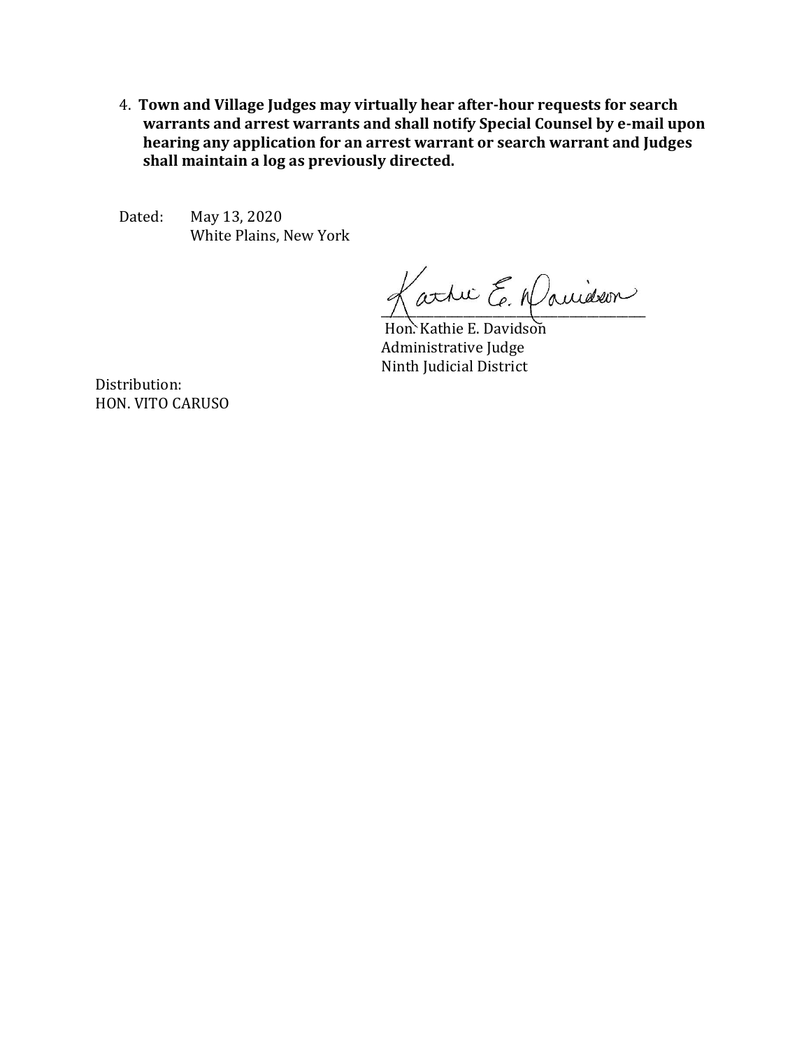4. **Town and Village Judges may virtually hear after-hour requests for search warrants and arrest warrants and shall notify Special Counsel by e-mail upon hearing any application for an arrest warrant or search warrant and Judges shall maintain a log as previously directed.**

Dated: May 13, 2020
White Plains, New York

Hon. Kathie E. Davidson
Administrative Judge
Ninth Judicial District

Distribution:
HON. VITO CARUSO